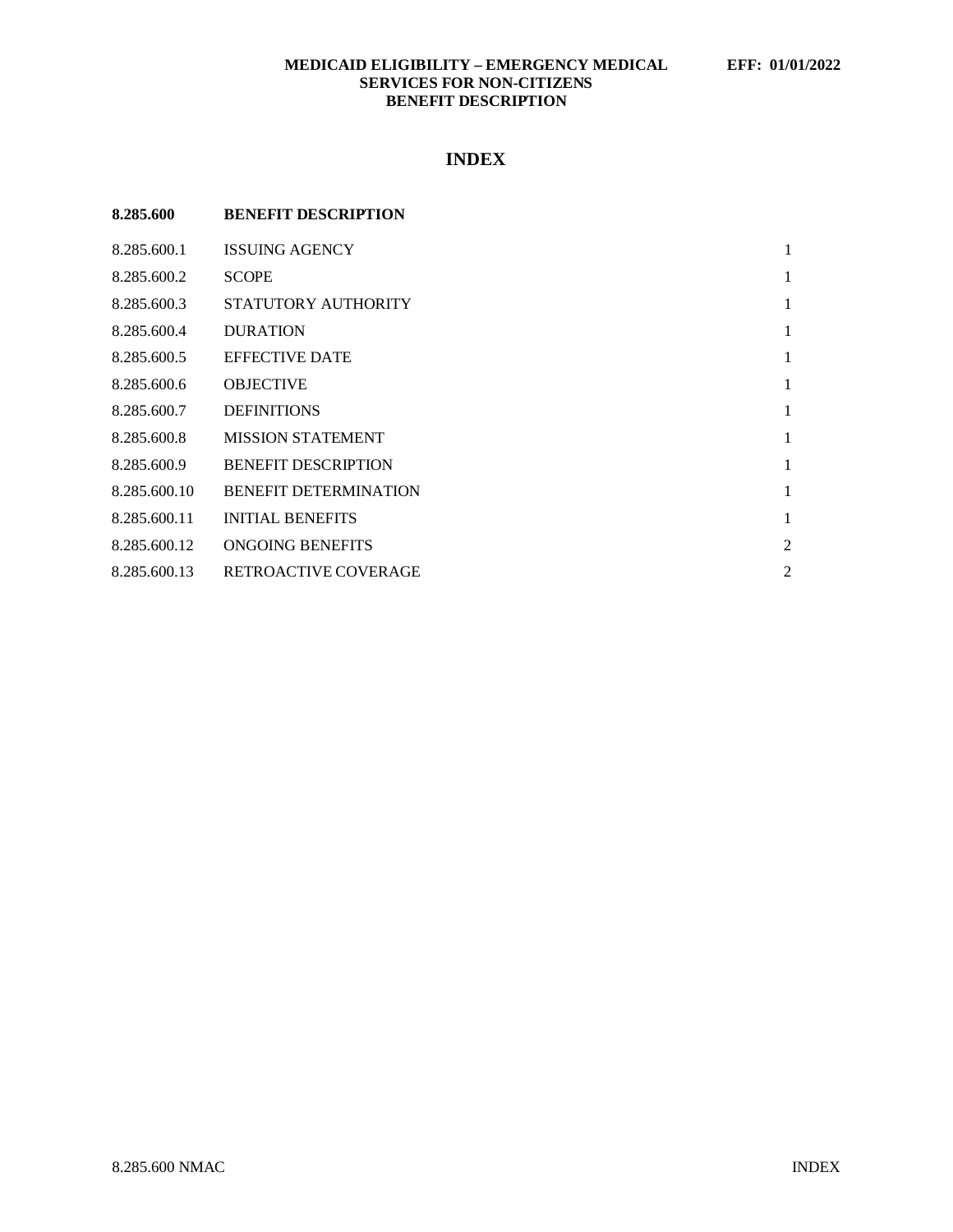**MEDICAID ELIGIBILITY – EMERGENCY MEDICAL SERVICES FOR NON-CITIZENS BENEFIT DESCRIPTION** **EFF: 01/01/2022**

# INDEX

| **8.285.600** | **BENEFIT DESCRIPTION** | |
|---|---|---|
| 8.285.600.1 | ISSUING AGENCY | 1 |
| 8.285.600.2 | SCOPE | 1 |
| 8.285.600.3 | STATUTORY AUTHORITY | 1 |
| 8.285.600.4 | DURATION | 1 |
| 8.285.600.5 | EFFECTIVE DATE | 1 |
| 8.285.600.6 | OBJECTIVE | 1 |
| 8.285.600.7 | DEFINITIONS | 1 |
| 8.285.600.8 | MISSION STATEMENT | 1 |
| 8.285.600.9 | BENEFIT DESCRIPTION | 1 |
| 8.285.600.10 | BENEFIT DETERMINATION | 1 |
| 8.285.600.11 | INITIAL BENEFITS | 1 |
| 8.285.600.12 | ONGOING BENEFITS | 2 |
| 8.285.600.13 | RETROACTIVE COVERAGE | 2 |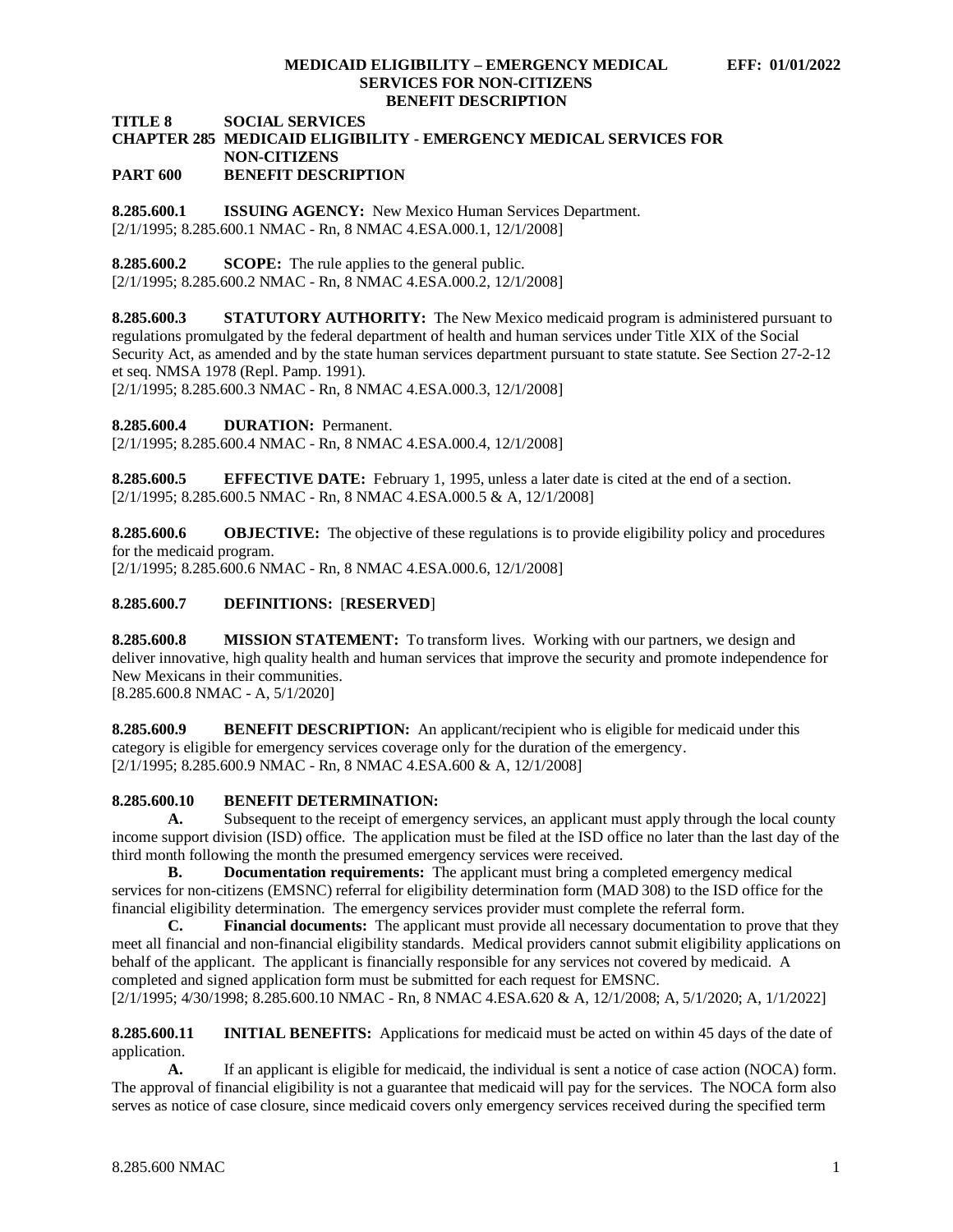**TITLE 8 SOCIAL SERVICES**
**CHAPTER 285 MEDICAID ELIGIBILITY - EMERGENCY MEDICAL SERVICES FOR NON-CITIZENS**
**PART 600 BENEFIT DESCRIPTION**

**8.285.600.1 ISSUING AGENCY:** New Mexico Human Services Department.
[2/1/1995; 8.285.600.1 NMAC - Rn, 8 NMAC 4.ESA.000.1, 12/1/2008]

**8.285.600.2 SCOPE:** The rule applies to the general public.
[2/1/1995; 8.285.600.2 NMAC - Rn, 8 NMAC 4.ESA.000.2, 12/1/2008]

**8.285.600.3 STATUTORY AUTHORITY:** The New Mexico medicaid program is administered pursuant to regulations promulgated by the federal department of health and human services under Title XIX of the Social Security Act, as amended and by the state human services department pursuant to state statute. See Section 27-2-12 et seq. NMSA 1978 (Repl. Pamp. 1991).
[2/1/1995; 8.285.600.3 NMAC - Rn, 8 NMAC 4.ESA.000.3, 12/1/2008]

**8.285.600.4 DURATION:** Permanent.
[2/1/1995; 8.285.600.4 NMAC - Rn, 8 NMAC 4.ESA.000.4, 12/1/2008]

**8.285.600.5 EFFECTIVE DATE:** February 1, 1995, unless a later date is cited at the end of a section.
[2/1/1995; 8.285.600.5 NMAC - Rn, 8 NMAC 4.ESA.000.5 & A, 12/1/2008]

**8.285.600.6 OBJECTIVE:** The objective of these regulations is to provide eligibility policy and procedures for the medicaid program.
[2/1/1995; 8.285.600.6 NMAC - Rn, 8 NMAC 4.ESA.000.6, 12/1/2008]

**8.285.600.7 DEFINITIONS:** [**RESERVED**]

**8.285.600.8 MISSION STATEMENT:** To transform lives. Working with our partners, we design and deliver innovative, high quality health and human services that improve the security and promote independence for New Mexicans in their communities.
[8.285.600.8 NMAC - A, 5/1/2020]

**8.285.600.9 BENEFIT DESCRIPTION:** An applicant/recipient who is eligible for medicaid under this category is eligible for emergency services coverage only for the duration of the emergency.
[2/1/1995; 8.285.600.9 NMAC - Rn, 8 NMAC 4.ESA.600 & A, 12/1/2008]

**8.285.600.10 BENEFIT DETERMINATION:**

**A.** Subsequent to the receipt of emergency services, an applicant must apply through the local county income support division (ISD) office. The application must be filed at the ISD office no later than the last day of the third month following the month the presumed emergency services were received.

**B. Documentation requirements:** The applicant must bring a completed emergency medical services for non-citizens (EMSNC) referral for eligibility determination form (MAD 308) to the ISD office for the financial eligibility determination. The emergency services provider must complete the referral form.

**C. Financial documents:** The applicant must provide all necessary documentation to prove that they meet all financial and non-financial eligibility standards. Medical providers cannot submit eligibility applications on behalf of the applicant. The applicant is financially responsible for any services not covered by medicaid. A completed and signed application form must be submitted for each request for EMSNC.
[2/1/1995; 4/30/1998; 8.285.600.10 NMAC - Rn, 8 NMAC 4.ESA.620 & A, 12/1/2008; A, 5/1/2020; A, 1/1/2022]

**8.285.600.11 INITIAL BENEFITS:** Applications for medicaid must be acted on within 45 days of the date of application.

**A.** If an applicant is eligible for medicaid, the individual is sent a notice of case action (NOCA) form. The approval of financial eligibility is not a guarantee that medicaid will pay for the services. The NOCA form also serves as notice of case closure, since medicaid covers only emergency services received during the specified term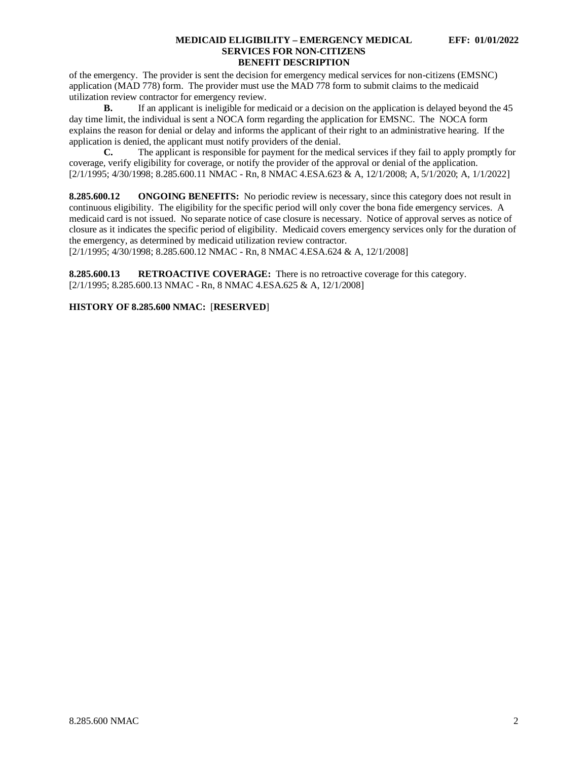of the emergency. The provider is sent the decision for emergency medical services for non-citizens (EMSNC) application (MAD 778) form. The provider must use the MAD 778 form to submit claims to the medicaid utilization review contractor for emergency review.

**B.** If an applicant is ineligible for medicaid or a decision on the application is delayed beyond the 45 day time limit, the individual is sent a NOCA form regarding the application for EMSNC. The NOCA form explains the reason for denial or delay and informs the applicant of their right to an administrative hearing. If the application is denied, the applicant must notify providers of the denial.

**C.** The applicant is responsible for payment for the medical services if they fail to apply promptly for coverage, verify eligibility for coverage, or notify the provider of the approval or denial of the application.
[2/1/1995; 4/30/1998; 8.285.600.11 NMAC - Rn, 8 NMAC 4.ESA.623 & A, 12/1/2008; A, 5/1/2020; A, 1/1/2022]

**8.285.600.12 ONGOING BENEFITS:** No periodic review is necessary, since this category does not result in continuous eligibility. The eligibility for the specific period will only cover the bona fide emergency services. A medicaid card is not issued. No separate notice of case closure is necessary. Notice of approval serves as notice of closure as it indicates the specific period of eligibility. Medicaid covers emergency services only for the duration of the emergency, as determined by medicaid utilization review contractor.
[2/1/1995; 4/30/1998; 8.285.600.12 NMAC - Rn, 8 NMAC 4.ESA.624 & A, 12/1/2008]

**8.285.600.13 RETROACTIVE COVERAGE:** There is no retroactive coverage for this category.
[2/1/1995; 8.285.600.13 NMAC - Rn, 8 NMAC 4.ESA.625 & A, 12/1/2008]

**HISTORY OF 8.285.600 NMAC:** [**RESERVED**]